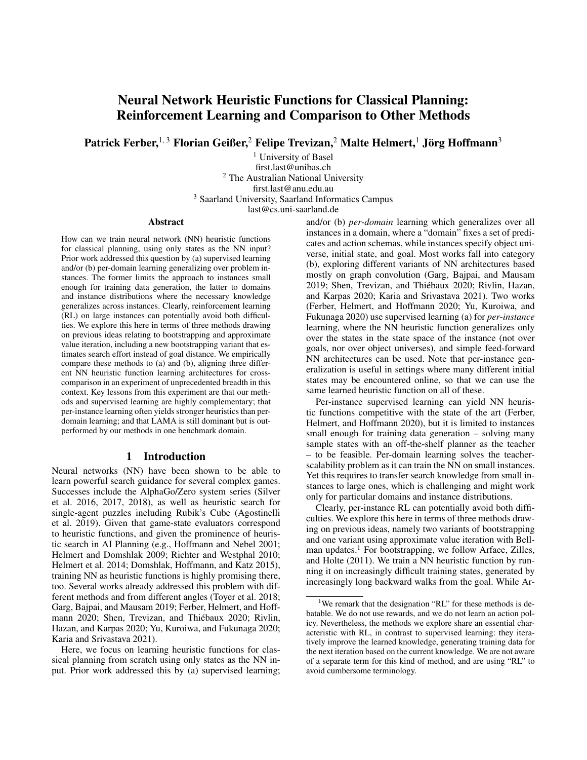# Neural Network Heuristic Functions for Classical Planning: Reinforcement Learning and Comparison to Other Methods

**Patrick Ferber,[1, 3] Florian Geißer,[2] Felipe Trevizan,[2] Malte Helmert,[1] Jörg Hoffmann[3]**

[1] University of Basel
first.last@unibas.ch
[2] The Australian National University
first.last@anu.edu.au
[3] Saarland University, Saarland Informatics Campus
last@cs.uni-saarland.de

## Abstract

How can we train neural network (NN) heuristic functions for classical planning, using only states as the NN input? Prior work addressed this question by (a) supervised learning and/or (b) per-domain learning generalizing over problem instances. The former limits the approach to instances small enough for training data generation, the latter to domains and instance distributions where the necessary knowledge generalizes across instances. Clearly, reinforcement learning (RL) on large instances can potentially avoid both difficulties. We explore this here in terms of three methods drawing on previous ideas relating to bootstrapping and approximate value iteration, including a new bootstrapping variant that estimates search effort instead of goal distance. We empirically compare these methods to (a) and (b), aligning three different NN heuristic function learning architectures for cross-comparison in an experiment of unprecedented breadth in this context. Key lessons from this experiment are that our methods and supervised learning are highly complementary; that per-instance learning often yields stronger heuristics than per-domain learning; and that LAMA is still dominant but is outperformed by our methods in one benchmark domain.

## 1 Introduction

Neural networks (NN) have been shown to be able to learn powerful search guidance for several complex games. Successes include the AlphaGo/Zero system series (Silver et al. 2016, 2017, 2018), as well as heuristic search for single-agent puzzles including Rubik's Cube (Agostinelli et al. 2019). Given that game-state evaluators correspond to heuristic functions, and given the prominence of heuristic search in AI Planning (e.g., Hoffmann and Nebel 2001; Helmert and Domshlak 2009; Richter and Westphal 2010; Helmert et al. 2014; Domshlak, Hoffmann, and Katz 2015), training NN as heuristic functions is highly promising there, too. Several works already addressed this problem with different methods and from different angles (Toyer et al. 2018; Garg, Bajpai, and Mausam 2019; Ferber, Helmert, and Hoffmann 2020; Shen, Trevizan, and Thiébaux 2020; Rivlin, Hazan, and Karpas 2020; Yu, Kuroiwa, and Fukunaga 2020; Karia and Srivastava 2021).

Here, we focus on learning heuristic functions for classical planning from scratch using only states as the NN input. Prior work addressed this by (a) supervised learning; and/or (b) *per-domain* learning which generalizes over all instances in a domain, where a "domain" fixes a set of predicates and action schemas, while instances specify object universe, initial state, and goal. Most works fall into category (b), exploring different variants of NN architectures based mostly on graph convolution (Garg, Bajpai, and Mausam 2019; Shen, Trevizan, and Thiébaux 2020; Rivlin, Hazan, and Karpas 2020; Karia and Srivastava 2021). Two works (Ferber, Helmert, and Hoffmann 2020; Yu, Kuroiwa, and Fukunaga 2020) use supervised learning (a) for *per-instance* learning, where the NN heuristic function generalizes only over the states in the state space of the instance (not over goals, nor over object universes), and simple feed-forward NN architectures can be used. Note that per-instance generalization is useful in settings where many different initial states may be encountered online, so that we can use the same learned heuristic function on all of these.

Per-instance supervised learning can yield NN heuristic functions competitive with the state of the art (Ferber, Helmert, and Hoffmann 2020), but it is limited to instances small enough for training data generation – solving many sample states with an off-the-shelf planner as the teacher – to be feasible. Per-domain learning solves the teacher-scalability problem as it can train the NN on small instances. Yet this requires to transfer search knowledge from small instances to large ones, which is challenging and might work only for particular domains and instance distributions.

Clearly, per-instance RL can potentially avoid both difficulties. We explore this here in terms of three methods drawing on previous ideas, namely two variants of bootstrapping and one variant using approximate value iteration with Bellman updates.[1] For bootstrapping, we follow Arfaee, Zilles, and Holte (2011). We train a NN heuristic function by running it on increasingly difficult training states, generated by increasingly long backward walks from the goal. While Ar-

[1] We remark that the designation "RL" for these methods is debatable. We do not use rewards, and we do not learn an action policy. Nevertheless, the methods we explore share an essential characteristic with RL, in contrast to supervised learning: they iteratively improve the learned knowledge, generating training data for the next iteration based on the current knowledge. We are not aware of a separate term for this kind of method, and are using "RL" to avoid cumbersome terminology.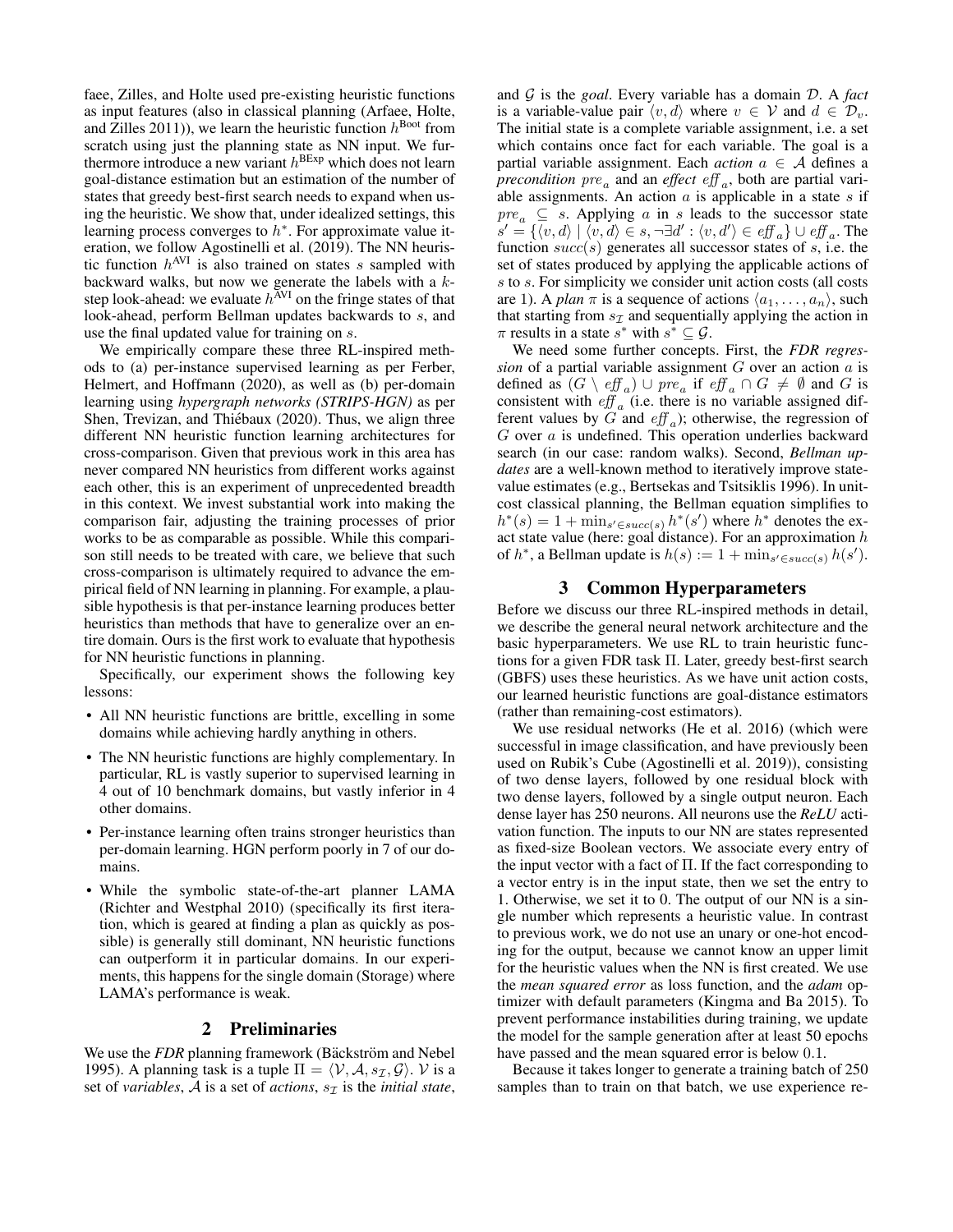faee, Zilles, and Holte used pre-existing heuristic functions as input features (also in classical planning (Arfaee, Holte, and Zilles 2011)), we learn the heuristic function $h^{\text{Boot}}$ from scratch using just the planning state as NN input. We furthermore introduce a new variant $h^{\text{BExp}}$ which does not learn goal-distance estimation but an estimation of the number of states that greedy best-first search needs to expand when using the heuristic. We show that, under idealized settings, this learning process converges to $h^*$. For approximate value iteration, we follow Agostinelli et al. (2019). The NN heuristic function $h^{\text{AVI}}$ is also trained on states $s$ sampled with backward walks, but now we generate the labels with a $k$-step look-ahead: we evaluate $h^{\text{AVI}}$ on the fringe states of that look-ahead, perform Bellman updates backwards to $s$, and use the final updated value for training on $s$.

We empirically compare these three RL-inspired methods to (a) per-instance supervised learning as per Ferber, Helmert, and Hoffmann (2020), as well as (b) per-domain learning using *hypergraph networks (STRIPS-HGN)* as per Shen, Trevizan, and Thiébaux (2020). Thus, we align three different NN heuristic function learning architectures for cross-comparison. Given that previous work in this area has never compared NN heuristics from different works against each other, this is an experiment of unprecedented breadth in this context. We invest substantial work into making the comparison fair, adjusting the training processes of prior works to be as comparable as possible. While this comparison still needs to be treated with care, we believe that such cross-comparison is ultimately required to advance the empirical field of NN learning in planning. For example, a plausible hypothesis is that per-instance learning produces better heuristics than methods that have to generalize over an entire domain. Ours is the first work to evaluate that hypothesis for NN heuristic functions in planning.

Specifically, our experiment shows the following key lessons:

- All NN heuristic functions are brittle, excelling in some domains while achieving hardly anything in others.
- The NN heuristic functions are highly complementary. In particular, RL is vastly superior to supervised learning in 4 out of 10 benchmark domains, but vastly inferior in 4 other domains.
- Per-instance learning often trains stronger heuristics than per-domain learning. HGN perform poorly in 7 of our domains.
- While the symbolic state-of-the-art planner LAMA (Richter and Westphal 2010) (specifically its first iteration, which is geared at finding a plan as quickly as possible) is generally still dominant, NN heuristic functions can outperform it in particular domains. In our experiments, this happens for the single domain (Storage) where LAMA's performance is weak.

## 2 Preliminaries

We use the *FDR* planning framework (Bäckström and Nebel 1995). A planning task is a tuple $\Pi = \langle \mathcal{V}, \mathcal{A}, s_\mathcal{I}, \mathcal{G} \rangle$. $\mathcal{V}$ is a set of *variables*, $\mathcal{A}$ is a set of *actions*, $s_\mathcal{I}$ is the *initial state*, and $\mathcal{G}$ is the *goal*. Every variable has a domain $\mathcal{D}$. A *fact* is a variable-value pair $\langle v, d \rangle$ where $v \in \mathcal{V}$ and $d \in \mathcal{D}_v$. The initial state is a complete variable assignment, i.e. a set which contains once fact for each variable. The goal is a partial variable assignment. Each *action* $a \in \mathcal{A}$ defines a *precondition* $pre_a$ and an *effect* $eff_a$, both are partial variable assignments. An action $a$ is applicable in a state $s$ if $pre_a \subseteq s$. Applying $a$ in $s$ leads to the successor state $s' = \{\langle v, d \rangle \mid \langle v, d \rangle \in s, \neg\exists d' : \langle v, d' \rangle \in eff_a\} \cup eff_a$. The function $succ(s)$ generates all successor states of $s$, i.e. the set of states produced by applying the applicable actions of $s$ to $s$. For simplicity we consider unit action costs (all costs are 1). A *plan* $\pi$ is a sequence of actions $\langle a_1, \ldots, a_n \rangle$, such that starting from $s_\mathcal{I}$ and sequentially applying the action in $\pi$ results in a state $s^*$ with $s^* \subseteq \mathcal{G}$.

We need some further concepts. First, the *FDR regression* of a partial variable assignment $G$ over an action $a$ is defined as $(G \setminus eff_a) \cup pre_a$ if $eff_a \cap G \neq \emptyset$ and $G$ is consistent with $eff_a$ (i.e. there is no variable assigned different values by $G$ and $eff_a$); otherwise, the regression of $G$ over $a$ is undefined. This operation underlies backward search (in our case: random walks). Second, *Bellman updates* are a well-known method to iteratively improve state-value estimates (e.g., Bertsekas and Tsitsiklis 1996). In unit-cost classical planning, the Bellman equation simplifies to $h^*(s) = 1 + \min_{s' \in succ(s)} h^*(s')$ where $h^*$ denotes the exact state value (here: goal distance). For an approximation $h$ of $h^*$, a Bellman update is $h(s) := 1 + \min_{s' \in succ(s)} h(s')$.

## 3 Common Hyperparameters

Before we discuss our three RL-inspired methods in detail, we describe the general neural network architecture and the basic hyperparameters. We use RL to train heuristic functions for a given FDR task $\Pi$. Later, greedy best-first search (GBFS) uses these heuristics. As we have unit action costs, our learned heuristic functions are goal-distance estimators (rather than remaining-cost estimators).

We use residual networks (He et al. 2016) (which were successful in image classification, and have previously been used on Rubik's Cube (Agostinelli et al. 2019)), consisting of two dense layers, followed by one residual block with two dense layers, followed by a single output neuron. Each dense layer has 250 neurons. All neurons use the *ReLU* activation function. The inputs to our NN are states represented as fixed-size Boolean vectors. We associate every entry of the input vector with a fact of $\Pi$. If the fact corresponding to a vector entry is in the input state, then we set the entry to 1. Otherwise, we set it to 0. The output of our NN is a single number which represents a heuristic value. In contrast to previous work, we do not use an unary or one-hot encoding for the output, because we cannot know an upper limit for the heuristic values when the NN is first created. We use the *mean squared error* as loss function, and the *adam* optimizer with default parameters (Kingma and Ba 2015). To prevent performance instabilities during training, we update the model for the sample generation after at least 50 epochs have passed and the mean squared error is below 0.1.

Because it takes longer to generate a training batch of 250 samples than to train on that batch, we use experience re-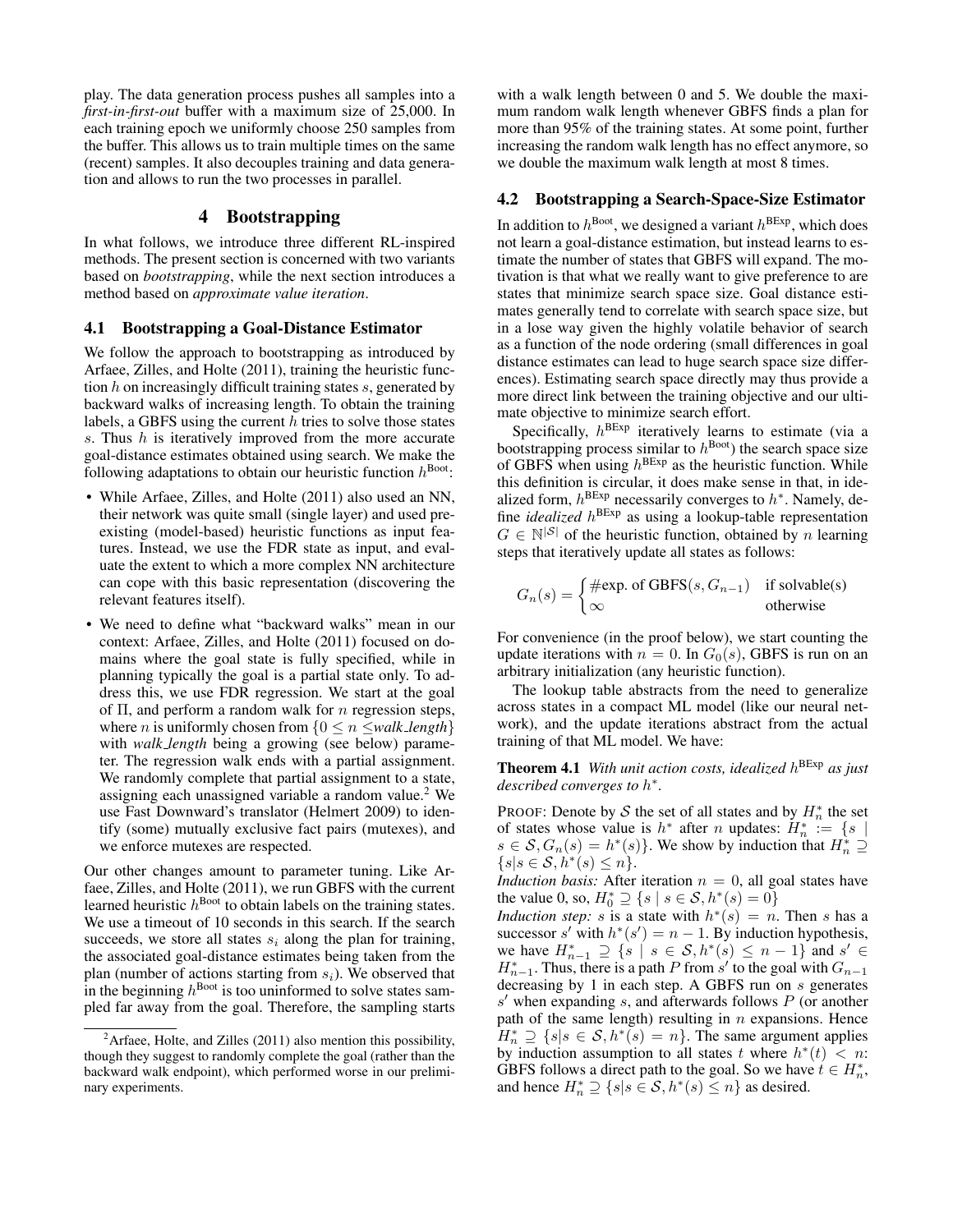play. The data generation process pushes all samples into a *first-in-first-out* buffer with a maximum size of 25,000. In each training epoch we uniformly choose 250 samples from the buffer. This allows us to train multiple times on the same (recent) samples. It also decouples training and data generation and allows to run the two processes in parallel.

## 4 Bootstrapping

In what follows, we introduce three different RL-inspired methods. The present section is concerned with two variants based on *bootstrapping*, while the next section introduces a method based on *approximate value iteration*.

### 4.1 Bootstrapping a Goal-Distance Estimator

We follow the approach to bootstrapping as introduced by Arfaee, Zilles, and Holte (2011), training the heuristic function $h$ on increasingly difficult training states $s$, generated by backward walks of increasing length. To obtain the training labels, a GBFS using the current $h$ tries to solve those states $s$. Thus $h$ is iteratively improved from the more accurate goal-distance estimates obtained using search. We make the following adaptations to obtain our heuristic function $h^{\text{Boot}}$:

- While Arfaee, Zilles, and Holte (2011) also used an NN, their network was quite small (single layer) and used preexisting (model-based) heuristic functions as input features. Instead, we use the FDR state as input, and evaluate the extent to which a more complex NN architecture can cope with this basic representation (discovering the relevant features itself).
- We need to define what "backward walks" mean in our context: Arfaee, Zilles, and Holte (2011) focused on domains where the goal state is fully specified, while in planning typically the goal is a partial state only. To address this, we use FDR regression. We start at the goal of $\Pi$, and perform a random walk for $n$ regression steps, where $n$ is uniformly chosen from $\{0 \leq n \leq$ *walk_length*$\}$ with *walk_length* being a growing (see below) parameter. The regression walk ends with a partial assignment. We randomly complete that partial assignment to a state, assigning each unassigned variable a random value.[2] We use Fast Downward's translator (Helmert 2009) to identify (some) mutually exclusive fact pairs (mutexes), and we enforce mutexes are respected.

Our other changes amount to parameter tuning. Like Arfaee, Zilles, and Holte (2011), we run GBFS with the current learned heuristic $h^{\text{Boot}}$ to obtain labels on the training states. We use a timeout of 10 seconds in this search. If the search succeeds, we store all states $s_i$ along the plan for training, the associated goal-distance estimates being taken from the plan (number of actions starting from $s_i$). We observed that in the beginning $h^{\text{Boot}}$ is too uninformed to solve states sampled far away from the goal. Therefore, the sampling starts with a walk length between 0 and 5. We double the maximum random walk length whenever GBFS finds a plan for more than 95% of the training states. At some point, further increasing the random walk length has no effect anymore, so we double the maximum walk length at most 8 times.

[2] Arfaee, Holte, and Zilles (2011) also mention this possibility, though they suggest to randomly complete the goal (rather than the backward walk endpoint), which performed worse in our preliminary experiments.

### 4.2 Bootstrapping a Search-Space-Size Estimator

In addition to $h^{\text{Boot}}$, we designed a variant $h^{\text{BExp}}$, which does not learn a goal-distance estimation, but instead learns to estimate the number of states that GBFS will expand. The motivation is that what we really want to give preference to are states that minimize search space size. Goal distance estimates generally tend to correlate with search space size, but in a lose way given the highly volatile behavior of search as a function of the node ordering (small differences in goal distance estimates can lead to huge search space size differences). Estimating search space directly may thus provide a more direct link between the training objective and our ultimate objective to minimize search effort.

Specifically, $h^{\text{BExp}}$ iteratively learns to estimate (via a bootstrapping process similar to $h^{\text{Boot}}$) the search space size of GBFS when using $h^{\text{BExp}}$ as the heuristic function. While this definition is circular, it does make sense in that, in idealized form, $h^{\text{BExp}}$ necessarily converges to $h^*$. Namely, define *idealized* $h^{\text{BExp}}$ as using a lookup-table representation $G \in \mathbb{N}^{|\mathcal{S}|}$ of the heuristic function, obtained by $n$ learning steps that iteratively update all states as follows:

$$G_n(s) = \begin{cases} \#\text{exp. of GBFS}(s, G_{n-1}) & \text{if solvable(s)} \\ \infty & \text{otherwise} \end{cases}$$

For convenience (in the proof below), we start counting the update iterations with $n = 0$. In $G_0(s)$, GBFS is run on an arbitrary initialization (any heuristic function).

The lookup table abstracts from the need to generalize across states in a compact ML model (like our neural network), and the update iterations abstract from the actual training of that ML model. We have:

**Theorem 4.1** *With unit action costs, idealized $h^{\text{BExp}}$ as just described converges to $h^*$.*

PROOF: Denote by $\mathcal{S}$ the set of all states and by $H_n^*$ the set of states whose value is $h^*$ after $n$ updates: $H_n^* := \{s \mid s \in \mathcal{S}, G_n(s) = h^*(s)\}$. We show by induction that $H_n^* \supseteq \{s | s \in \mathcal{S}, h^*(s) \leq n\}$.

*Induction basis:* After iteration $n = 0$, all goal states have the value 0, so, $H_0^* \supseteq \{s \mid s \in \mathcal{S}, h^*(s) = 0\}$

*Induction step:* $s$ is a state with $h^*(s) = n$. Then $s$ has a successor $s'$ with $h^*(s') = n - 1$. By induction hypothesis, we have $H_{n-1}^* \supseteq \{s \mid s \in \mathcal{S}, h^*(s) \leq n - 1\}$ and $s' \in H_{n-1}^*$. Thus, there is a path $P$ from $s'$ to the goal with $G_{n-1}$ decreasing by 1 in each step. A GBFS run on $s$ generates $s'$ when expanding $s$, and afterwards follows $P$ (or another path of the same length) resulting in $n$ expansions. Hence $H_n^* \supseteq \{s | s \in \mathcal{S}, h^*(s) = n\}$. The same argument applies by induction assumption to all states $t$ where $h^*(t) < n$: GBFS follows a direct path to the goal. So we have $t \in H_n^*$, and hence $H_n^* \supseteq \{s | s \in \mathcal{S}, h^*(s) \leq n\}$ as desired.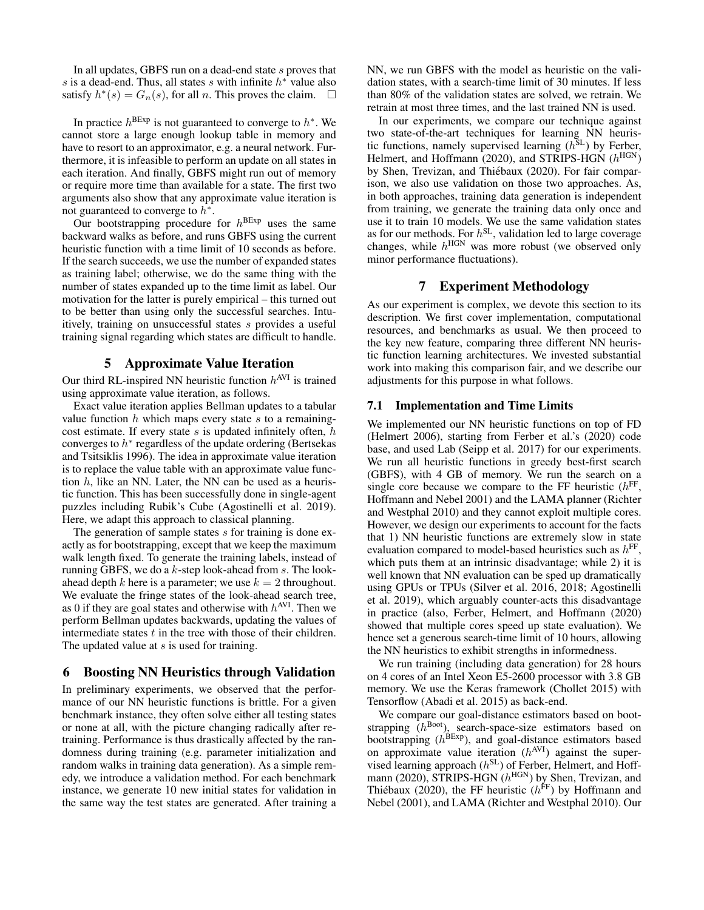In all updates, GBFS run on a dead-end state $s$ proves that $s$ is a dead-end. Thus, all states $s$ with infinite $h^*$ value also satisfy $h^*(s) = G_n(s)$, for all $n$. This proves the claim. □

In practice $h^{\text{BExp}}$ is not guaranteed to converge to $h^*$. We cannot store a large enough lookup table in memory and have to resort to an approximator, e.g. a neural network. Furthermore, it is infeasible to perform an update on all states in each iteration. And finally, GBFS might run out of memory or require more time than available for a state. The first two arguments also show that any approximate value iteration is not guaranteed to converge to $h^*$.

Our bootstrapping procedure for $h^{\text{BExp}}$ uses the same backward walks as before, and runs GBFS using the current heuristic function with a time limit of 10 seconds as before. If the search succeeds, we use the number of expanded states as training label; otherwise, we do the same thing with the number of states expanded up to the time limit as label. Our motivation for the latter is purely empirical – this turned out to be better than using only the successful searches. Intuitively, training on unsuccessful states provides a useful training signal regarding which states are difficult to handle.

## 5 Approximate Value Iteration

Our third RL-inspired NN heuristic function $h^{\text{AVI}}$ is trained using approximate value iteration, as follows.

Exact value iteration applies Bellman updates to a tabular value function $h$ which maps every state $s$ to a remaining-cost estimate. If every state $s$ is updated infinitely often, $h$ converges to $h^*$ regardless of the update ordering (Bertsekas and Tsitsiklis 1996). The idea in approximate value iteration is to replace the value table with an approximate value function $h$, like an NN. Later, the NN can be used as a heuristic function. This has been successfully done in single-agent puzzles including Rubik's Cube (Agostinelli et al. 2019). Here, we adapt this approach to classical planning.

The generation of sample states $s$ for training is done exactly as for bootstrapping, except that we keep the maximum walk length fixed. To generate the training labels, instead of running GBFS, we do a $k$-step look-ahead from $s$. The look-ahead depth $k$ here is a parameter; we use $k = 2$ throughout. We evaluate the fringe states of the look-ahead search tree, as 0 if they are goal states and otherwise with $h^{\text{AVI}}$. Then we perform Bellman updates backwards, updating the values of intermediate states $t$ in the tree with those of their children. The updated value at $s$ is used for training.

## 6 Boosting NN Heuristics through Validation

In preliminary experiments, we observed that the performance of our NN heuristic functions is brittle. For a given benchmark instance, they often solve either all testing states or none at all, with the picture changing radically after retraining. Performance is thus drastically affected by the randomness during training (e.g. parameter initialization and random walks in training data generation). As a simple remedy, we introduce a validation method. For each benchmark instance, we generate 10 new initial states for validation in the same way the test states are generated. After training a NN, we run GBFS with the model as heuristic on the validation states, with a search-time limit of 30 minutes. If less than 80% of the validation states are solved, we retrain. We retrain at most three times, and the last trained NN is used.

In our experiments, we compare our technique against two state-of-the-art techniques for learning NN heuristic functions, namely supervised learning ($h^{\text{SL}}$) by Ferber, Helmert, and Hoffmann (2020), and STRIPS-HGN ($h^{\text{HGN}}$) by Shen, Trevizan, and Thiébaux (2020). For fair comparison, we also use validation on those two approaches. As, in both approaches, training data generation is independent from training, we generate the training data only once and use it to train 10 models. We use the same validation states as for our methods. For $h^{\text{SL}}$, validation led to large coverage changes, while $h^{\text{HGN}}$ was more robust (we observed only minor performance fluctuations).

## 7 Experiment Methodology

As our experiment is complex, we devote this section to its description. We first cover implementation, computational resources, and benchmarks as usual. We then proceed to the key new feature, comparing three different NN heuristic function learning architectures. We invested substantial work into making this comparison fair, and we describe our adjustments for this purpose in what follows.

### 7.1 Implementation and Time Limits

We implemented our NN heuristic functions on top of FD (Helmert 2006), starting from Ferber et al.'s (2020) code base, and used Lab (Seipp et al. 2017) for our experiments. We run all heuristic functions in greedy best-first search (GBFS), with 4 GB of memory. We run the search on a single core because we compare to the FF heuristic ($h^{\text{FF}}$, Hoffmann and Nebel 2001) and the LAMA planner (Richter and Westphal 2010) and they cannot exploit multiple cores. However, we design our experiments to account for the facts that 1) NN heuristic functions are extremely slow in state evaluation compared to model-based heuristics such as $h^{\text{FF}}$, which puts them at an intrinsic disadvantage; while 2) it is well known that NN evaluation can be sped up dramatically using GPUs or TPUs (Silver et al. 2016, 2018; Agostinelli et al. 2019), which arguably counter-acts this disadvantage in practice (also, Ferber, Helmert, and Hoffmann (2020) showed that multiple cores speed up state evaluation). We hence set a generous search-time limit of 10 hours, allowing the NN heuristics to exhibit strengths in informedness.

We run training (including data generation) for 28 hours on 4 cores of an Intel Xeon E5-2600 processor with 3.8 GB memory. We use the Keras framework (Chollet 2015) with Tensorflow (Abadi et al. 2015) as back-end.

We compare our goal-distance estimators based on bootstrapping ($h^{\text{Boot}}$), search-space-size estimators based on bootstrapping ($h^{\text{BExp}}$), and goal-distance estimators based on approximate value iteration ($h^{\text{AVI}}$) against the supervised learning approach ($h^{\text{SL}}$) of Ferber, Helmert, and Hoffmann (2020), STRIPS-HGN ($h^{\text{HGN}}$) by Shen, Trevizan, and Thiébaux (2020), the FF heuristic ($h^{\text{FF}}$) by Hoffmann and Nebel (2001), and LAMA (Richter and Westphal 2010). Our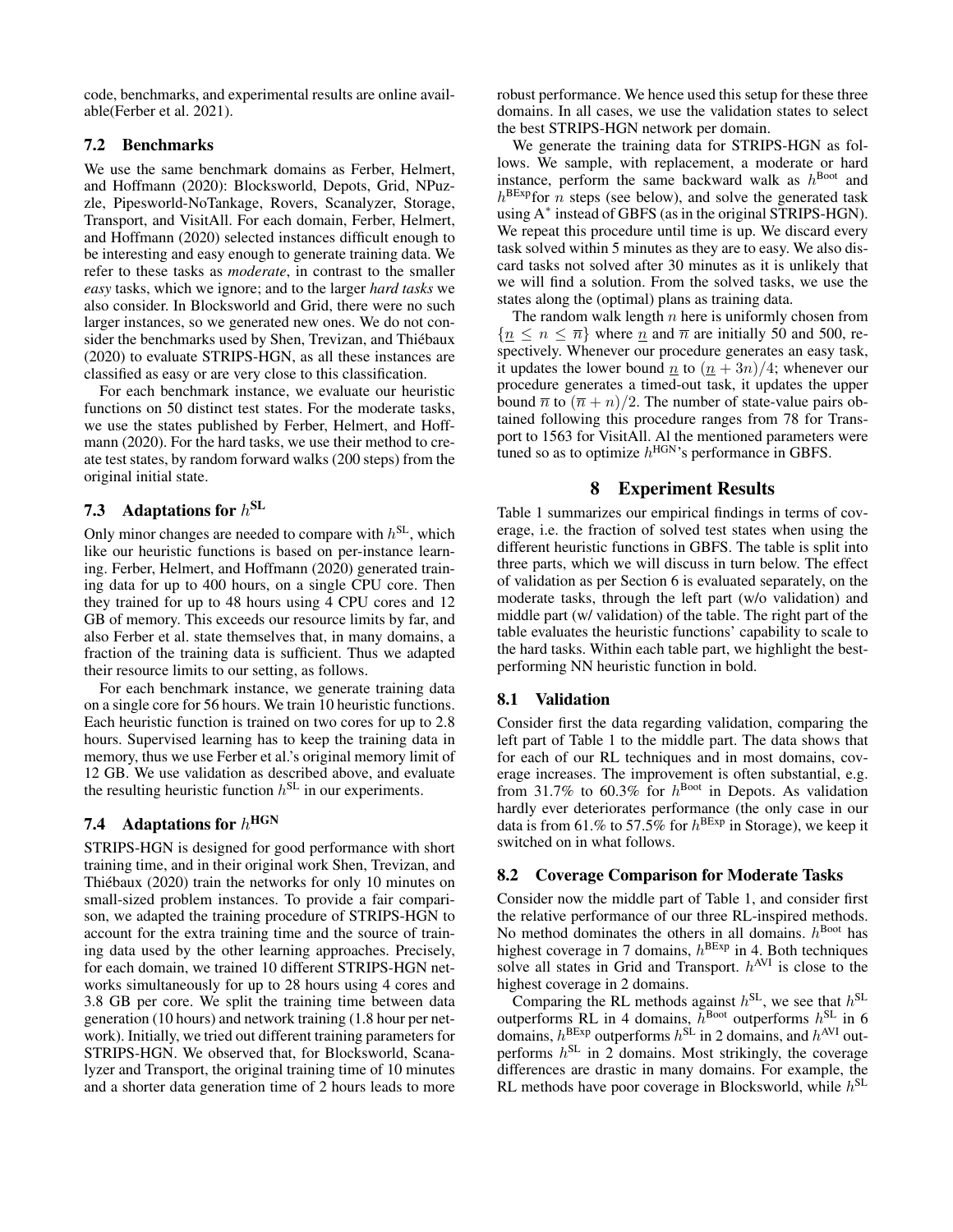code, benchmarks, and experimental results are online available(Ferber et al. 2021).

### 7.2 Benchmarks

We use the same benchmark domains as Ferber, Helmert, and Hoffmann (2020): Blocksworld, Depots, Grid, NPuzzle, Pipesworld-NoTankage, Rovers, Scanalyzer, Storage, Transport, and VisitAll. For each domain, Ferber, Helmert, and Hoffmann (2020) selected instances difficult enough to be interesting and easy enough to generate training data. We refer to these tasks as *moderate*, in contrast to the smaller *easy* tasks, which we ignore; and to the larger *hard tasks* we also consider. In Blocksworld and Grid, there were no such larger instances, so we generated new ones. We do not consider the benchmarks used by Shen, Trevizan, and Thiébaux (2020) to evaluate STRIPS-HGN, as all these instances are classified as easy or are very close to this classification.

For each benchmark instance, we evaluate our heuristic functions on 50 distinct test states. For the moderate tasks, we use the states published by Ferber, Helmert, and Hoffmann (2020). For the hard tasks, we use their method to create test states, by random forward walks (200 steps) from the original initial state.

### 7.3 Adaptations for $h^{\text{SL}}$

Only minor changes are needed to compare with $h^{\text{SL}}$, which like our heuristic functions is based on per-instance learning. Ferber, Helmert, and Hoffmann (2020) generated training data for up to 400 hours, on a single CPU core. Then they trained for up to 48 hours using 4 CPU cores and 12 GB of memory. This exceeds our resource limits by far, and also Ferber et al. state themselves that, in many domains, a fraction of the training data is sufficient. Thus we adapted their resource limits to our setting, as follows.

For each benchmark instance, we generate training data on a single core for 56 hours. We train 10 heuristic functions. Each heuristic function is trained on two cores for up to 2.8 hours. Supervised learning has to keep the training data in memory, thus we use Ferber et al.'s original memory limit of 12 GB. We use validation as described above, and evaluate the resulting heuristic function $h^{\text{SL}}$ in our experiments.

### 7.4 Adaptations for $h^{\text{HGN}}$

STRIPS-HGN is designed for good performance with short training time, and in their original work Shen, Trevizan, and Thiébaux (2020) train the networks for only 10 minutes on small-sized problem instances. To provide a fair comparison, we adapted the training procedure of STRIPS-HGN to account for the extra training time and the source of training data used by the other learning approaches. Precisely, for each domain, we trained 10 different STRIPS-HGN networks simultaneously for up to 28 hours using 4 cores and 3.8 GB per core. We split the training time between data generation (10 hours) and network training (1.8 hour per network). Initially, we tried out different training parameters for STRIPS-HGN. We observed that, for Blocksworld, Scanalyzer and Transport, the original training time of 10 minutes and a shorter data generation time of 2 hours leads to more robust performance. We hence used this setup for these three domains. In all cases, we use the validation states to select the best STRIPS-HGN network per domain.

We generate the training data for STRIPS-HGN as follows. We sample, with replacement, a moderate or hard instance, perform the same backward walk as $h^{\text{Boot}}$ and $h^{\text{BExp}}$for $n$ steps (see below), and solve the generated task using A$^*$ instead of GBFS (as in the original STRIPS-HGN). We repeat this procedure until time is up. We discard every task solved within 5 minutes as they are to easy. We also discard tasks not solved after 30 minutes as it is unlikely that we will find a solution. From the solved tasks, we use the states along the (optimal) plans as training data.

The random walk length $n$ here is uniformly chosen from $\{\underline{n} \leq n \leq \overline{n}\}$ where $\underline{n}$ and $\overline{n}$ are initially 50 and 500, respectively. Whenever our procedure generates an easy task, it updates the lower bound $\underline{n}$ to $(\underline{n} + 3n)/4$; whenever our procedure generates a timed-out task, it updates the upper bound $\overline{n}$ to $(\overline{n} + n)/2$. The number of state-value pairs obtained following this procedure ranges from 78 for Transport to 1563 for VisitAll. Al the mentioned parameters were tuned so as to optimize $h^{\text{HGN}}$'s performance in GBFS.

## 8 Experiment Results

Table 1 summarizes our empirical findings in terms of coverage, i.e. the fraction of solved test states when using the different heuristic functions in GBFS. The table is split into three parts, which we will discuss in turn below. The effect of validation as per Section 6 is evaluated separately, on the moderate tasks, through the left part (w/o validation) and middle part (w/ validation) of the table. The right part of the table evaluates the heuristic functions' capability to scale to the hard tasks. Within each table part, we highlight the best-performing NN heuristic function in bold.

### 8.1 Validation

Consider first the data regarding validation, comparing the left part of Table 1 to the middle part. The data shows that for each of our RL techniques and in most domains, coverage increases. The improvement is often substantial, e.g. from 31.7% to 60.3% for $h^{\text{Boot}}$ in Depots. As validation hardly ever deteriorates performance (the only case in our data is from 61.% to 57.5% for $h^{\text{BExp}}$ in Storage), we keep it switched on in what follows.

### 8.2 Coverage Comparison for Moderate Tasks

Consider now the middle part of Table 1, and consider first the relative performance of our three RL-inspired methods. No method dominates the others in all domains. $h^{\text{Boot}}$ has highest coverage in 7 domains, $h^{\text{BExp}}$ in 4. Both techniques solve all states in Grid and Transport. $h^{\text{AVI}}$ is close to the highest coverage in 2 domains.

Comparing the RL methods against $h^{\text{SL}}$, we see that $h^{\text{SL}}$ outperforms RL in 4 domains, $h^{\text{Boot}}$ outperforms $h^{\text{SL}}$ in 6 domains, $h^{\text{BExp}}$ outperforms $h^{\text{SL}}$ in 2 domains, and $h^{\text{AVI}}$ outperforms $h^{\text{SL}}$ in 2 domains. Most strikingly, the coverage differences are drastic in many domains. For example, the RL methods have poor coverage in Blocksworld, while $h^{\text{SL}}$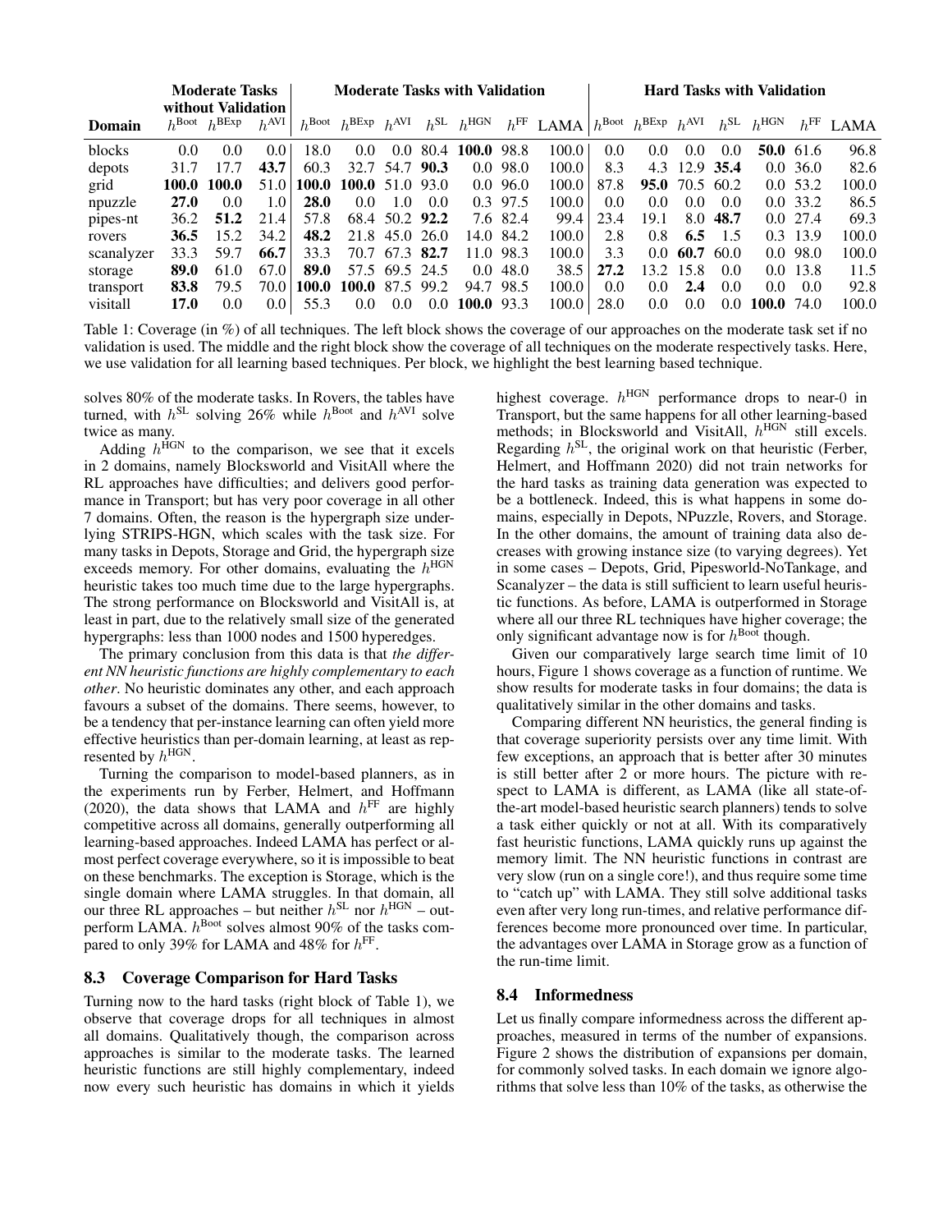| Domain | Moderate Tasks without Validation | | | Moderate Tasks with Validation | | | | | | | Hard Tasks with Validation | | | | | | |
|---|---|---|---|---|---|---|---|---|---|---|---|---|---|---|---|---|---|
| | $h^{\text{Boot}}$ | $h^{\text{BExp}}$ | $h^{\text{AVI}}$ | $h^{\text{Boot}}$ | $h^{\text{BExp}}$ | $h^{\text{AVI}}$ | $h^{\text{SL}}$ | $h^{\text{HGN}}$ | $h^{\text{FF}}$ | LAMA | $h^{\text{Boot}}$ | $h^{\text{BExp}}$ | $h^{\text{AVI}}$ | $h^{\text{SL}}$ | $h^{\text{HGN}}$ | $h^{\text{FF}}$ | LAMA |
| blocks | 0.0 | 0.0 | 0.0 | 18.0 | 0.0 | 0.0 | 80.4 | **100.0** | 98.8 | 100.0 | 0.0 | 0.0 | 0.0 | 0.0 | **50.0** | 61.6 | 96.8 |
| depots | 31.7 | 17.7 | **43.7** | 60.3 | 32.7 | 54.7 | **90.3** | 0.0 | 98.0 | 100.0 | 8.3 | 4.3 | 12.9 | **35.4** | 0.0 | 36.0 | 82.6 |
| grid | **100.0** | **100.0** | 51.0 | **100.0** | **100.0** | 51.0 | 93.0 | 0.0 | 96.0 | 100.0 | 87.8 | **95.0** | 70.5 | 60.2 | 0.0 | 53.2 | 100.0 |
| npuzzle | **27.0** | 0.0 | 1.0 | **28.0** | 0.0 | 1.0 | 0.0 | 0.3 | 97.5 | 100.0 | 0.0 | 0.0 | 0.0 | 0.0 | 0.0 | 33.2 | 86.5 |
| pipes-nt | 36.2 | **51.2** | 21.4 | 57.8 | 68.4 | 50.2 | **92.2** | 7.6 | 82.4 | 99.4 | 23.4 | 19.1 | 8.0 | **48.7** | 0.0 | 27.4 | 69.3 |
| rovers | **36.5** | 15.2 | 34.2 | **48.2** | 21.8 | 45.0 | 26.0 | 14.0 | 84.2 | 100.0 | 2.8 | 0.8 | **6.5** | 1.5 | 0.3 | 13.9 | 100.0 |
| scanalyzer | 33.3 | 59.7 | **66.7** | 33.3 | 70.7 | 67.3 | **82.7** | 11.0 | 98.3 | 100.0 | 3.3 | 0.0 | **60.7** | 60.0 | 0.0 | 98.0 | 100.0 |
| storage | **89.0** | 61.0 | 67.0 | **89.0** | 57.5 | 69.5 | 24.5 | 0.0 | 48.0 | 38.5 | **27.2** | 13.2 | 15.8 | 0.0 | 0.0 | 13.8 | 11.5 |
| transport | **83.8** | 79.5 | 70.0 | **100.0** | **100.0** | 87.5 | 99.2 | 94.7 | 98.5 | 100.0 | 0.0 | 0.0 | **2.4** | 0.0 | 0.0 | 0.0 | 92.8 |
| visitall | **17.0** | 0.0 | 0.0 | 55.3 | 0.0 | 0.0 | 0.0 | **100.0** | 93.3 | 100.0 | 28.0 | 0.0 | 0.0 | 0.0 | **100.0** | 74.0 | 100.0 |

Table 1: Coverage (in %) of all techniques. The left block shows the coverage of our approaches on the moderate task set if no validation is used. The middle and the right block show the coverage of all techniques on the moderate respectively tasks. Here, we use validation for all learning based techniques. Per block, we highlight the best learning based technique.

solves 80% of the moderate tasks. In Rovers, the tables have turned, with $h^{\text{SL}}$ solving 26% while $h^{\text{Boot}}$ and $h^{\text{AVI}}$ solve twice as many.

Adding $h^{\text{HGN}}$ to the comparison, we see that it excels in 2 domains, namely Blocksworld and VisitAll where the RL approaches have difficulties; and delivers good performance in Transport; but has very poor coverage in all other 7 domains. Often, the reason is the hypergraph size underlying STRIPS-HGN, which scales with the task size. For many tasks in Depots, Storage and Grid, the hypergraph size exceeds memory. For other domains, evaluating the $h^{\text{HGN}}$ heuristic takes too much time due to the large hypergraphs. The strong performance on Blocksworld and VisitAll is, at least in part, due to the relatively small size of the generated hypergraphs: less than 1000 nodes and 1500 hyperedges.

The primary conclusion from this data is that *the different NN heuristic functions are highly complementary to each other*. No heuristic dominates any other, and each approach favours a subset of the domains. There seems, however, to be a tendency that per-instance learning can often yield more effective heuristics than per-domain learning, at least as represented by $h^{\text{HGN}}$.

Turning the comparison to model-based planners, as in the experiments run by Ferber, Helmert, and Hoffmann (2020), the data shows that LAMA and $h^{\text{FF}}$ are highly competitive across all domains, generally outperforming all learning-based approaches. Indeed LAMA has perfect or almost perfect coverage everywhere, so it is impossible to beat on these benchmarks. The exception is Storage, which is the single domain where LAMA struggles. In that domain, all our three RL approaches – but neither $h^{\text{SL}}$ nor $h^{\text{HGN}}$ – outperform LAMA. $h^{\text{Boot}}$ solves almost 90% of the tasks compared to only 39% for LAMA and 48% for $h^{\text{FF}}$.

### 8.3 Coverage Comparison for Hard Tasks

Turning now to the hard tasks (right block of Table 1), we observe that coverage drops for all techniques in almost all domains. Qualitatively though, the comparison across approaches is similar to the moderate tasks. The learned heuristic functions are still highly complementary, indeed now every such heuristic has domains in which it yields highest coverage. $h^{\text{HGN}}$ performance drops to near-0 in Transport, but the same happens for all other learning-based methods; in Blocksworld and VisitAll, $h^{\text{HGN}}$ still excels. Regarding $h^{\text{SL}}$, the original work on that heuristic (Ferber, Helmert, and Hoffmann 2020) did not train networks for the hard tasks as training data generation was expected to be a bottleneck. Indeed, this is what happens in some domains, especially in Depots, NPuzzle, Rovers, and Storage. In the other domains, the amount of training data also decreases with growing instance size (to varying degrees). Yet in some cases – Depots, Grid, Pipesworld-NoTankage, and Scanalyzer – the data is still sufficient to learn useful heuristic functions. As before, LAMA is outperformed in Storage where all our three RL techniques have higher coverage; the only significant advantage now is for $h^{\text{Boot}}$ though.

Given our comparatively large search time limit of 10 hours, Figure 1 shows coverage as a function of runtime. We show results for moderate tasks in four domains; the data is qualitatively similar in the other domains and tasks.

Comparing different NN heuristics, the general finding is that coverage superiority persists over any time limit. With few exceptions, an approach that is better after 30 minutes is still better after 2 or more hours. The picture with respect to LAMA is different, as LAMA (like all state-of-the-art model-based heuristic search planners) tends to solve a task either quickly or not at all. With its comparatively fast heuristic functions, LAMA quickly runs up against the memory limit. The NN heuristic functions in contrast are very slow (run on a single core!), and thus require some time to "catch up" with LAMA. They still solve additional tasks even after very long run-times, and relative performance differences become more pronounced over time. In particular, the advantages over LAMA in Storage grow as a function of the run-time limit.

### 8.4 Informedness

Let us finally compare informedness across the different approaches, measured in terms of the number of expansions. Figure 2 shows the distribution of expansions per domain, for commonly solved tasks. In each domain we ignore algorithms that solve less than 10% of the tasks, as otherwise the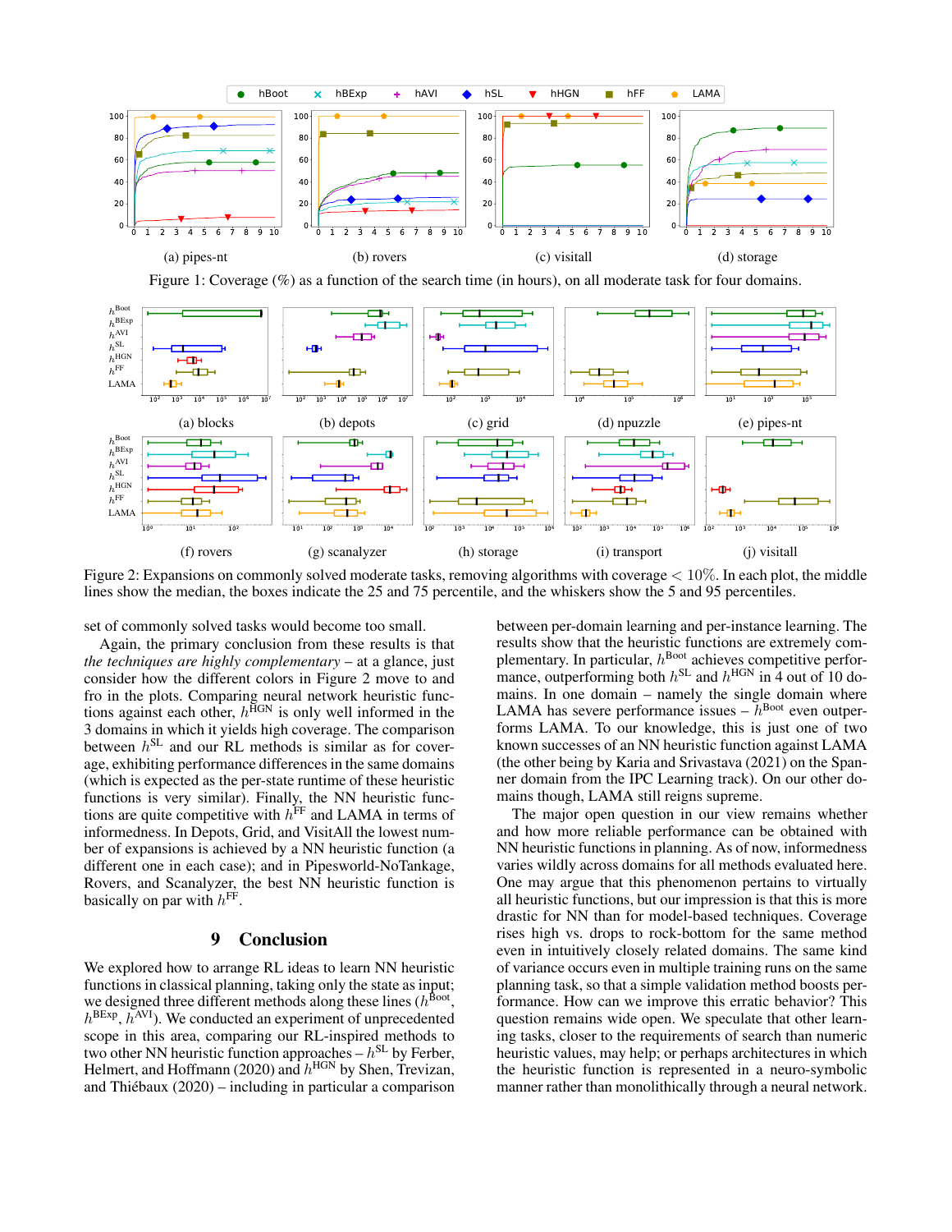Figure 1: Coverage (%) as a function of the search time (in hours), on all moderate task for four domains.

(a) pipes-nt (b) rovers (c) visitall (d) storage

(a) blocks (b) depots (c) grid (d) npuzzle (e) pipes-nt

(f) rovers (g) scanalyzer (h) storage (i) transport (j) visitall

Figure 2: Expansions on commonly solved moderate tasks, removing algorithms with coverage $< 10\%$. In each plot, the middle lines show the median, the boxes indicate the 25 and 75 percentile, and the whiskers show the 5 and 95 percentiles.

set of commonly solved tasks would become too small.

Again, the primary conclusion from these results is that *the techniques are highly complementary* – at a glance, just consider how the different colors in Figure 2 move to and fro in the plots. Comparing neural network heuristic functions against each other, $h^{\text{HGN}}$ is only well informed in the 3 domains in which it yields high coverage. The comparison between $h^{\text{SL}}$ and our RL methods is similar as for coverage, exhibiting performance differences in the same domains (which is expected as the per-state runtime of these heuristic functions is very similar). Finally, the NN heuristic functions are quite competitive with $h^{\text{FF}}$ and LAMA in terms of informedness. In Depots, Grid, and VisitAll the lowest number of expansions is achieved by a NN heuristic function (a different one in each case); and in Pipesworld-NoTankage, Rovers, and Scanalyzer, the best NN heuristic function is basically on par with $h^{\text{FF}}$.

## 9 Conclusion

We explored how to arrange RL ideas to learn NN heuristic functions in classical planning, taking only the state as input; we designed three different methods along these lines ($h^{\text{Boot}}$, $h^{\text{BExp}}$, $h^{\text{AVI}}$). We conducted an experiment of unprecedented scope in this area, comparing our RL-inspired methods to two other NN heuristic function approaches – $h^{\text{SL}}$ by Ferber, Helmert, and Hoffmann (2020) and $h^{\text{HGN}}$ by Shen, Trevizan, and Thiébaux (2020) – including in particular a comparison between per-domain learning and per-instance learning. The results show that the heuristic functions are extremely complementary. In particular, $h^{\text{Boot}}$ achieves competitive performance, outperforming both $h^{\text{SL}}$ and $h^{\text{HGN}}$ in 4 out of 10 domains. In one domain – namely the single domain where LAMA has severe performance issues – $h^{\text{Boot}}$ even outperforms LAMA. To our knowledge, this is just one of two known successes of an NN heuristic function against LAMA (the other being by Karia and Srivastava (2021) on the Spanner domain from the IPC Learning track). On our other domains though, LAMA still reigns supreme.

The major open question in our view remains whether and how more reliable performance can be obtained with NN heuristic functions in planning. As of now, informedness varies wildly across domains for all methods evaluated here. One may argue that this phenomenon pertains to virtually all heuristic functions, but our impression is that this is more drastic for NN than for model-based techniques. Coverage rises high vs. drops to rock-bottom for the same method even in intuitively closely related domains. The same kind of variance occurs even in multiple training runs on the same planning task, so that a simple validation method boosts performance. How can we improve this erratic behavior? This question remains wide open. We speculate that other learning tasks, closer to the requirements of search than numeric heuristic values, may help; or perhaps architectures in which the heuristic function is represented in a neuro-symbolic manner rather than monolithically through a neural network.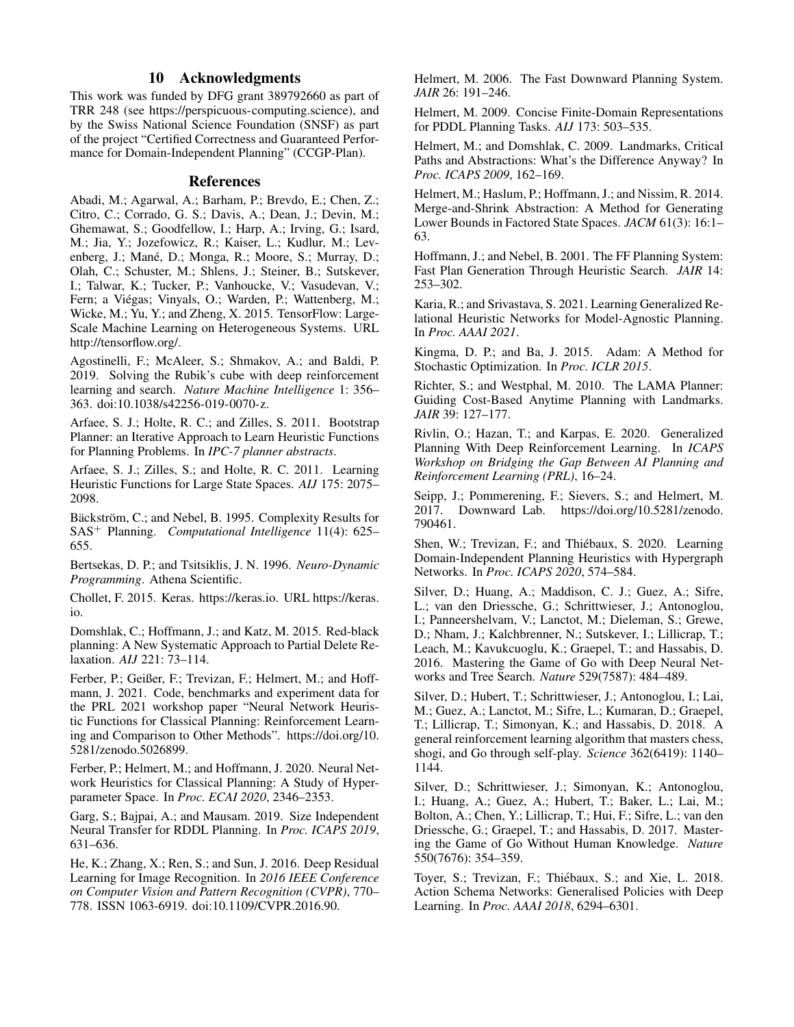## 10 Acknowledgments

This work was funded by DFG grant 389792660 as part of TRR 248 (see https://perspicuous-computing.science), and by the Swiss National Science Foundation (SNSF) as part of the project "Certified Correctness and Guaranteed Performance for Domain-Independent Planning" (CCGP-Plan).

## References

Abadi, M.; Agarwal, A.; Barham, P.; Brevdo, E.; Chen, Z.; Citro, C.; Corrado, G. S.; Davis, A.; Dean, J.; Devin, M.; Ghemawat, S.; Goodfellow, I.; Harp, A.; Irving, G.; Isard, M.; Jia, Y.; Jozefowicz, R.; Kaiser, L.; Kudlur, M.; Levenberg, J.; Mané, D.; Monga, R.; Moore, S.; Murray, D.; Olah, C.; Schuster, M.; Shlens, J.; Steiner, B.; Sutskever, I.; Talwar, K.; Tucker, P.; Vanhoucke, V.; Vasudevan, V.; Fern; a Viégas; Vinyals, O.; Warden, P.; Wattenberg, M.; Wicke, M.; Yu, Y.; and Zheng, X. 2015. TensorFlow: Large-Scale Machine Learning on Heterogeneous Systems. URL http://tensorflow.org/.

Agostinelli, F.; McAleer, S.; Shmakov, A.; and Baldi, P. 2019. Solving the Rubik's cube with deep reinforcement learning and search. *Nature Machine Intelligence* 1: 356–363. doi:10.1038/s42256-019-0070-z.

Arfaee, S. J.; Holte, R. C.; and Zilles, S. 2011. Bootstrap Planner: an Iterative Approach to Learn Heuristic Functions for Planning Problems. In *IPC-7 planner abstracts*.

Arfaee, S. J.; Zilles, S.; and Holte, R. C. 2011. Learning Heuristic Functions for Large State Spaces. *AIJ* 175: 2075–2098.

Bäckström, C.; and Nebel, B. 1995. Complexity Results for $SAS^+$ Planning. *Computational Intelligence* 11(4): 625–655.

Bertsekas, D. P.; and Tsitsiklis, J. N. 1996. *Neuro-Dynamic Programming*. Athena Scientific.

Chollet, F. 2015. Keras. https://keras.io. URL https://keras.io.

Domshlak, C.; Hoffmann, J.; and Katz, M. 2015. Red-black planning: A New Systematic Approach to Partial Delete Relaxation. *AIJ* 221: 73–114.

Ferber, P.; Geißer, F.; Trevizan, F.; Helmert, M.; and Hoffmann, J. 2021. Code, benchmarks and experiment data for the PRL 2021 workshop paper "Neural Network Heuristic Functions for Classical Planning: Reinforcement Learning and Comparison to Other Methods". https://doi.org/10.5281/zenodo.5026899.

Ferber, P.; Helmert, M.; and Hoffmann, J. 2020. Neural Network Heuristics for Classical Planning: A Study of Hyperparameter Space. In *Proc. ECAI 2020*, 2346–2353.

Garg, S.; Bajpai, A.; and Mausam. 2019. Size Independent Neural Transfer for RDDL Planning. In *Proc. ICAPS 2019*, 631–636.

He, K.; Zhang, X.; Ren, S.; and Sun, J. 2016. Deep Residual Learning for Image Recognition. In *2016 IEEE Conference on Computer Vision and Pattern Recognition (CVPR)*, 770–778. ISSN 1063-6919. doi:10.1109/CVPR.2016.90.

Helmert, M. 2006. The Fast Downward Planning System. *JAIR* 26: 191–246.

Helmert, M. 2009. Concise Finite-Domain Representations for PDDL Planning Tasks. *AIJ* 173: 503–535.

Helmert, M.; and Domshlak, C. 2009. Landmarks, Critical Paths and Abstractions: What's the Difference Anyway? In *Proc. ICAPS 2009*, 162–169.

Helmert, M.; Haslum, P.; Hoffmann, J.; and Nissim, R. 2014. Merge-and-Shrink Abstraction: A Method for Generating Lower Bounds in Factored State Spaces. *JACM* 61(3): 16:1–63.

Hoffmann, J.; and Nebel, B. 2001. The FF Planning System: Fast Plan Generation Through Heuristic Search. *JAIR* 14: 253–302.

Karia, R.; and Srivastava, S. 2021. Learning Generalized Relational Heuristic Networks for Model-Agnostic Planning. In *Proc. AAAI 2021*.

Kingma, D. P.; and Ba, J. 2015. Adam: A Method for Stochastic Optimization. In *Proc. ICLR 2015*.

Richter, S.; and Westphal, M. 2010. The LAMA Planner: Guiding Cost-Based Anytime Planning with Landmarks. *JAIR* 39: 127–177.

Rivlin, O.; Hazan, T.; and Karpas, E. 2020. Generalized Planning With Deep Reinforcement Learning. In *ICAPS Workshop on Bridging the Gap Between AI Planning and Reinforcement Learning (PRL)*, 16–24.

Seipp, J.; Pommerening, F.; Sievers, S.; and Helmert, M. 2017. Downward Lab. https://doi.org/10.5281/zenodo.790461.

Shen, W.; Trevizan, F.; and Thiébaux, S. 2020. Learning Domain-Independent Planning Heuristics with Hypergraph Networks. In *Proc. ICAPS 2020*, 574–584.

Silver, D.; Huang, A.; Maddison, C. J.; Guez, A.; Sifre, L.; van den Driessche, G.; Schrittwieser, J.; Antonoglou, I.; Panneershelvam, V.; Lanctot, M.; Dieleman, S.; Grewe, D.; Nham, J.; Kalchbrenner, N.; Sutskever, I.; Lillicrap, T.; Leach, M.; Kavukcuoglu, K.; Graepel, T.; and Hassabis, D. 2016. Mastering the Game of Go with Deep Neural Networks and Tree Search. *Nature* 529(7587): 484–489.

Silver, D.; Hubert, T.; Schrittwieser, J.; Antonoglou, I.; Lai, M.; Guez, A.; Lanctot, M.; Sifre, L.; Kumaran, D.; Graepel, T.; Lillicrap, T.; Simonyan, K.; and Hassabis, D. 2018. A general reinforcement learning algorithm that masters chess, shogi, and Go through self-play. *Science* 362(6419): 1140–1144.

Silver, D.; Schrittwieser, J.; Simonyan, K.; Antonoglou, I.; Huang, A.; Guez, A.; Hubert, T.; Baker, L.; Lai, M.; Bolton, A.; Chen, Y.; Lillicrap, T.; Hui, F.; Sifre, L.; van den Driessche, G.; Graepel, T.; and Hassabis, D. 2017. Mastering the Game of Go Without Human Knowledge. *Nature* 550(7676): 354–359.

Toyer, S.; Trevizan, F.; Thiébaux, S.; and Xie, L. 2018. Action Schema Networks: Generalised Policies with Deep Learning. In *Proc. AAAI 2018*, 6294–6301.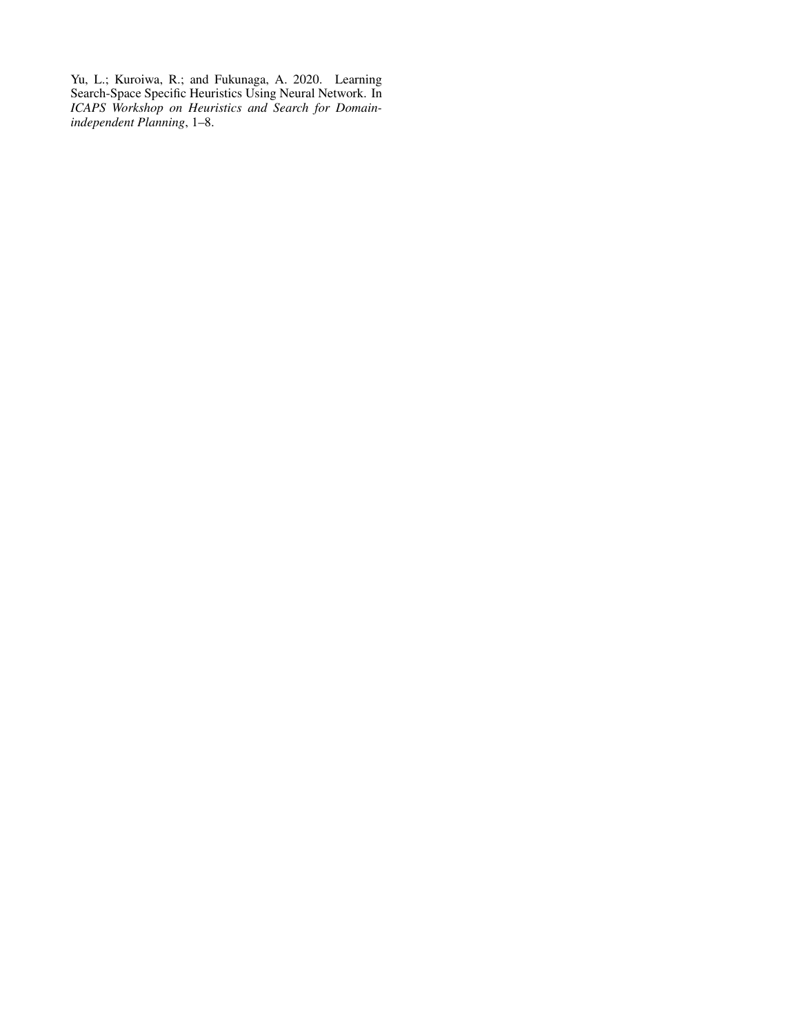Yu, L.; Kuroiwa, R.; and Fukunaga, A. 2020. Learning Search-Space Specific Heuristics Using Neural Network. In *ICAPS Workshop on Heuristics and Search for Domain-independent Planning*, 1–8.